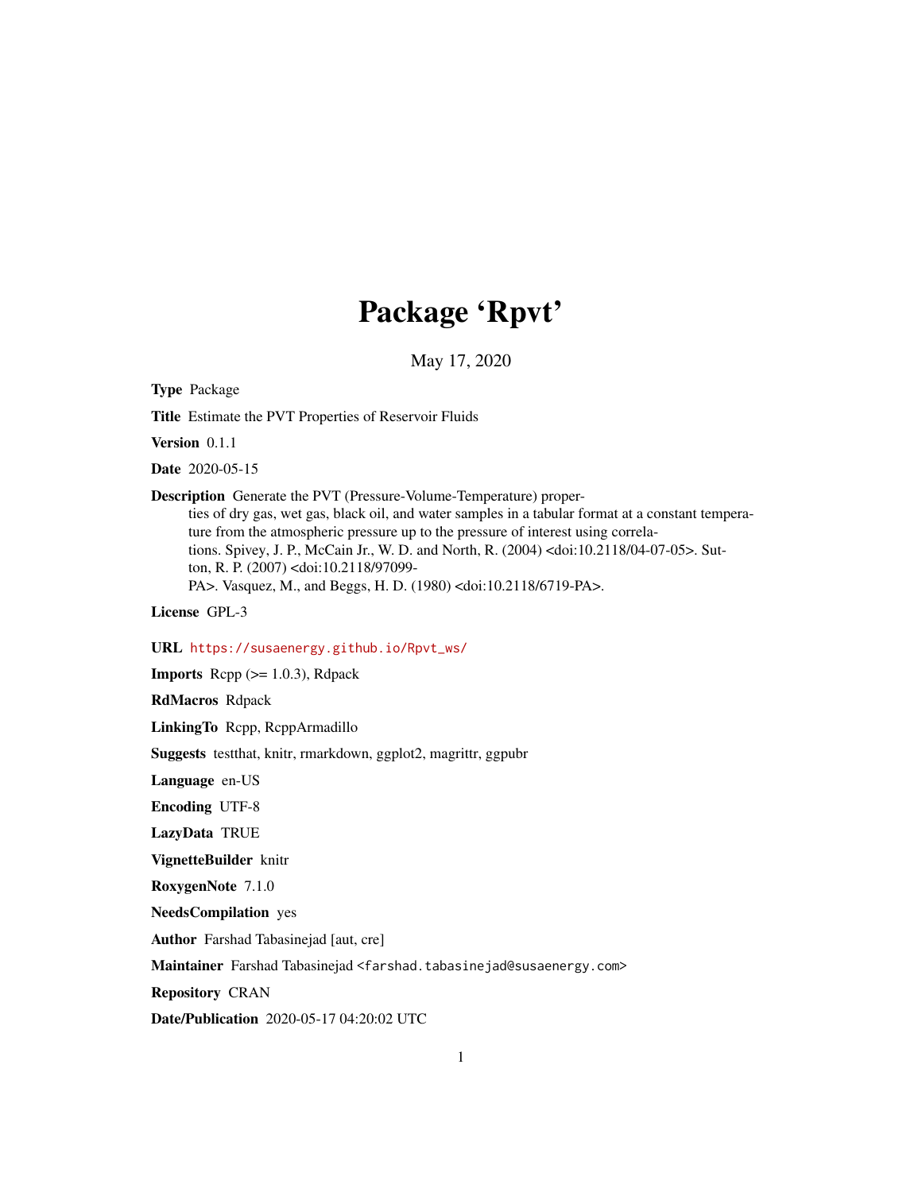# Package 'Rpvt'

May 17, 2020

**Type** Package

**Title** Estimate the PVT Properties of Reservoir Fluids

**Version** 0.1.1

**Date** 2020-05-15

**Description** Generate the PVT (Pressure-Volume-Temperature) properties of dry gas, wet gas, black oil, and water samples in a tabular format at a constant temperature from the atmospheric pressure up to the pressure of interest using correlations. Spivey, J. P., McCain Jr., W. D. and North, R. (2004) <doi:10.2118/04-07-05>. Sutton, R. P. (2007) <doi:10.2118/97099-PA>. Vasquez, M., and Beggs, H. D. (1980) <doi:10.2118/6719-PA>.

**License** GPL-3

**URL** https://susaenergy.github.io/Rpvt_ws/

**Imports** Rcpp (>= 1.0.3), Rdpack

**RdMacros** Rdpack

**LinkingTo** Rcpp, RcppArmadillo

**Suggests** testthat, knitr, rmarkdown, ggplot2, magrittr, ggpubr

**Language** en-US

**Encoding** UTF-8

**LazyData** TRUE

**VignetteBuilder** knitr

**RoxygenNote** 7.1.0

**NeedsCompilation** yes

**Author** Farshad Tabasinejad [aut, cre]

**Maintainer** Farshad Tabasinejad <farshad.tabasinejad@susaenergy.com>

**Repository** CRAN

**Date/Publication** 2020-05-17 04:20:02 UTC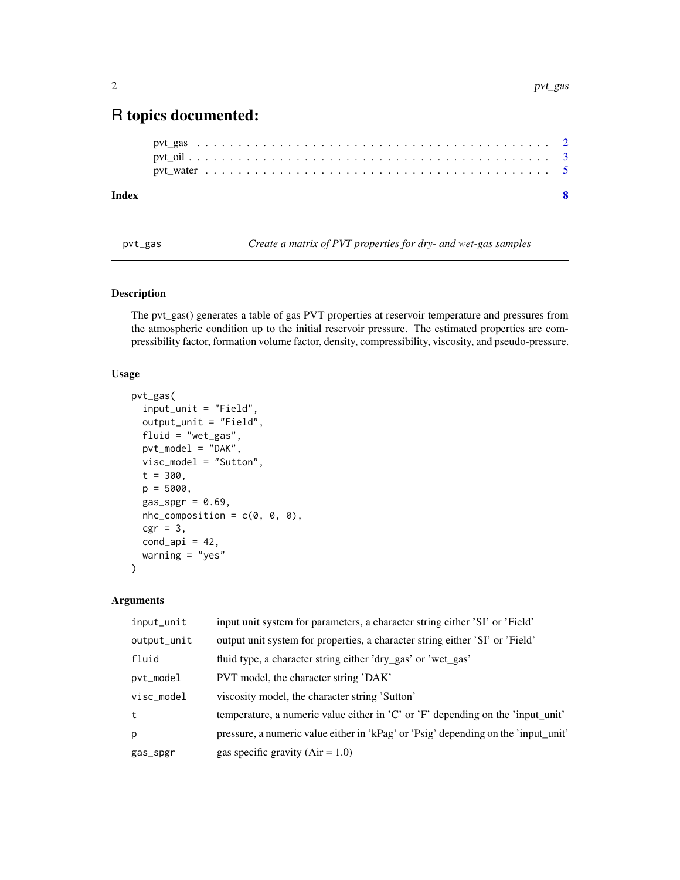# R topics documented:

| | |
|---|---|
| pvt_gas | 2 |
| pvt_oil | 3 |
| pvt_water | 5 |
| **Index** | **8** |

---

pvt_gas *Create a matrix of PVT properties for dry- and wet-gas samples*

---

### Description

The pvt_gas() generates a table of gas PVT properties at reservoir temperature and pressures from the atmospheric condition up to the initial reservoir pressure. The estimated properties are compressibility factor, formation volume factor, density, compressibility, viscosity, and pseudo-pressure.

### Usage

```
pvt_gas(
  input_unit = "Field",
  output_unit = "Field",
  fluid = "wet_gas",
  pvt_model = "DAK",
  visc_model = "Sutton",
  t = 300,
  p = 5000,
  gas_spgr = 0.69,
  nhc_composition = c(0, 0, 0),
  cgr = 3,
  cond_api = 42,
  warning = "yes"
)
```

### Arguments

| | |
|---|---|
| input_unit | input unit system for parameters, a character string either 'SI' or 'Field' |
| output_unit | output unit system for properties, a character string either 'SI' or 'Field' |
| fluid | fluid type, a character string either 'dry_gas' or 'wet_gas' |
| pvt_model | PVT model, the character string 'DAK' |
| visc_model | viscosity model, the character string 'Sutton' |
| t | temperature, a numeric value either in 'C' or 'F' depending on the 'input_unit' |
| p | pressure, a numeric value either in 'kPag' or 'Psig' depending on the 'input_unit' |
| gas_spgr | gas specific gravity (Air = 1.0) |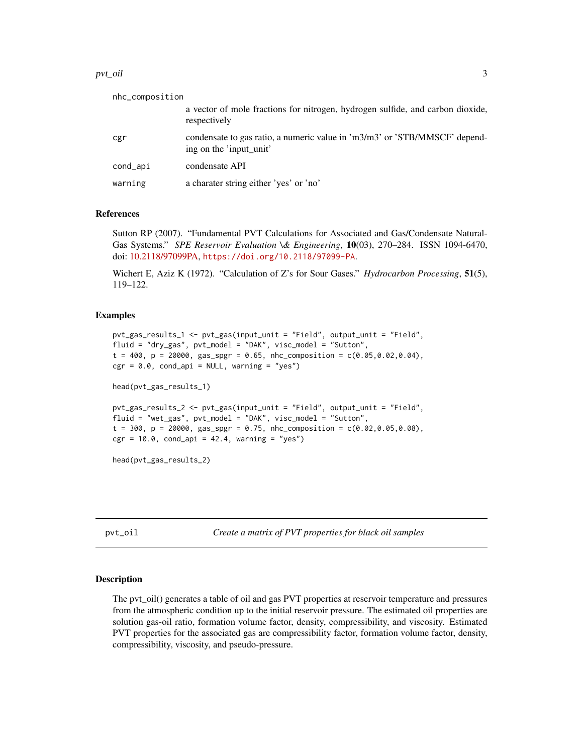| | |
|---|---|
| nhc_composition | a vector of mole fractions for nitrogen, hydrogen sulfide, and carbon dioxide, respectively |
| cgr | condensate to gas ratio, a numeric value in 'm3/m3' or 'STB/MMSCF' depending on the 'input_unit' |
| cond_api | condensate API |
| warning | a charater string either 'yes' or 'no' |

## References

Sutton RP (2007). "Fundamental PVT Calculations for Associated and Gas/Condensate Natural-Gas Systems." *SPE Reservoir Evaluation \& Engineering*, **10**(03), 270–284. ISSN 1094-6470, doi: 10.2118/97099PA, https://doi.org/10.2118/97099-PA.

Wichert E, Aziz K (1972). "Calculation of Z's for Sour Gases." *Hydrocarbon Processing*, **51**(5), 119–122.

## Examples

```
pvt_gas_results_1 <- pvt_gas(input_unit = "Field", output_unit = "Field",
fluid = "dry_gas", pvt_model = "DAK", visc_model = "Sutton",
t = 400, p = 20000, gas_spgr = 0.65, nhc_composition = c(0.05,0.02,0.04),
cgr = 0.0, cond_api = NULL, warning = "yes")

head(pvt_gas_results_1)

pvt_gas_results_2 <- pvt_gas(input_unit = "Field", output_unit = "Field",
fluid = "wet_gas", pvt_model = "DAK", visc_model = "Sutton",
t = 300, p = 20000, gas_spgr = 0.75, nhc_composition = c(0.02,0.05,0.08),
cgr = 10.0, cond_api = 42.4, warning = "yes")

head(pvt_gas_results_2)
```

---

# pvt_oil    *Create a matrix of PVT properties for black oil samples*

## Description

The pvt_oil() generates a table of oil and gas PVT properties at reservoir temperature and pressures from the atmospheric condition up to the initial reservoir pressure. The estimated oil properties are solution gas-oil ratio, formation volume factor, density, compressibility, and viscosity. Estimated PVT properties for the associated gas are compressibility factor, formation volume factor, density, compressibility, viscosity, and pseudo-pressure.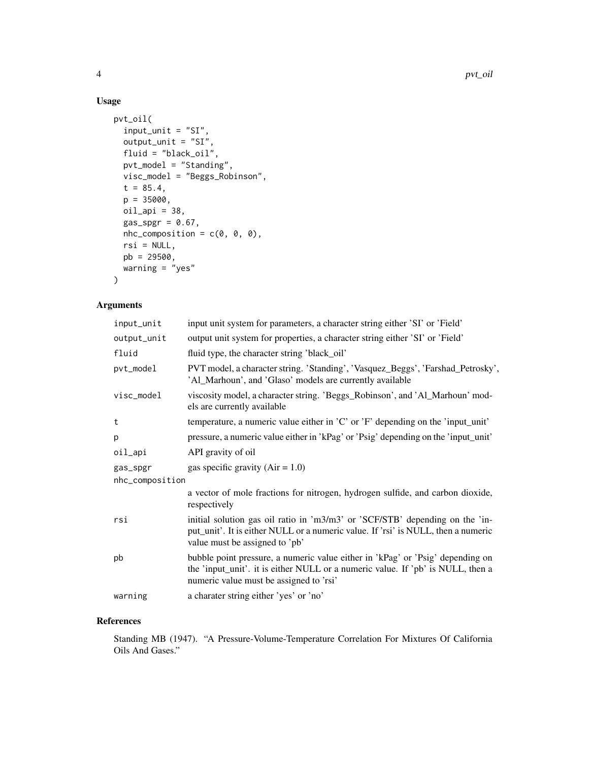## Usage

```
pvt_oil(
  input_unit = "SI",
  output_unit = "SI",
  fluid = "black_oil",
  pvt_model = "Standing",
  visc_model = "Beggs_Robinson",
  t = 85.4,
  p = 35000,
  oil_api = 38,
  gas_spgr = 0.67,
  nhc_composition = c(0, 0, 0),
  rsi = NULL,
  pb = 29500,
  warning = "yes"
)
```

## Arguments

| | |
|---|---|
| input_unit | input unit system for parameters, a character string either 'SI' or 'Field' |
| output_unit | output unit system for properties, a character string either 'SI' or 'Field' |
| fluid | fluid type, the character string 'black_oil' |
| pvt_model | PVT model, a character string. 'Standing', 'Vasquez_Beggs', 'Farshad_Petrosky', 'Al_Marhoun', and 'Glaso' models are currently available |
| visc_model | viscosity model, a character string. 'Beggs_Robinson', and 'Al_Marhoun' models are currently available |
| t | temperature, a numeric value either in 'C' or 'F' depending on the 'input_unit' |
| p | pressure, a numeric value either in 'kPag' or 'Psig' depending on the 'input_unit' |
| oil_api | API gravity of oil |
| gas_spgr | gas specific gravity (Air = 1.0) |
| nhc_composition | a vector of mole fractions for nitrogen, hydrogen sulfide, and carbon dioxide, respectively |
| rsi | initial solution gas oil ratio in 'm3/m3' or 'SCF/STB' depending on the 'input_unit'. It is either NULL or a numeric value. If 'rsi' is NULL, then a numeric value must be assigned to 'pb' |
| pb | bubble point pressure, a numeric value either in 'kPag' or 'Psig' depending on the 'input_unit'. it is either NULL or a numeric value. If 'pb' is NULL, then a numeric value must be assigned to 'rsi' |
| warning | a charater string either 'yes' or 'no' |

## References

Standing MB (1947). "A Pressure-Volume-Temperature Correlation For Mixtures Of California Oils And Gases."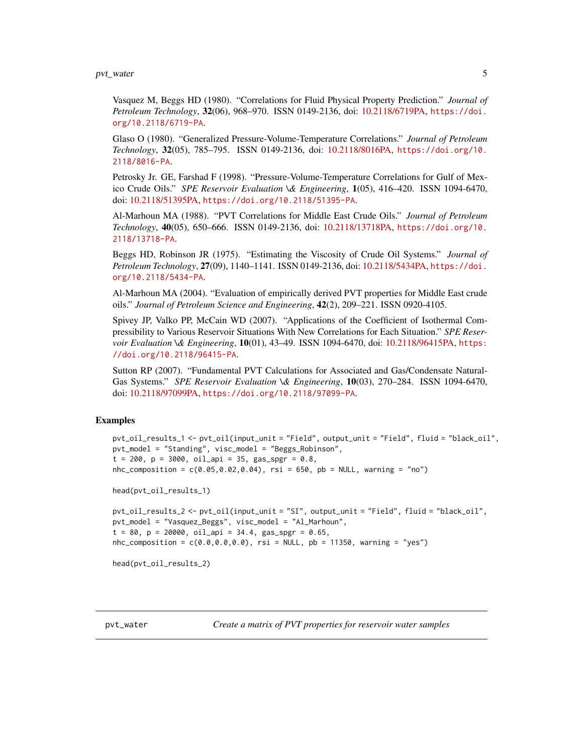Vasquez M, Beggs HD (1980). “Correlations for Fluid Physical Property Prediction.” *Journal of Petroleum Technology*, **32**(06), 968–970. ISSN 0149-2136, doi: 10.2118/6719PA, https://doi.org/10.2118/6719-PA.

Glaso O (1980). “Generalized Pressure-Volume-Temperature Correlations.” *Journal of Petroleum Technology*, **32**(05), 785–795. ISSN 0149-2136, doi: 10.2118/8016PA, https://doi.org/10.2118/8016-PA.

Petrosky Jr. GE, Farshad F (1998). “Pressure-Volume-Temperature Correlations for Gulf of Mexico Crude Oils.” *SPE Reservoir Evaluation \& Engineering*, **1**(05), 416–420. ISSN 1094-6470, doi: 10.2118/51395PA, https://doi.org/10.2118/51395-PA.

Al-Marhoun MA (1988). “PVT Correlations for Middle East Crude Oils.” *Journal of Petroleum Technology*, **40**(05), 650–666. ISSN 0149-2136, doi: 10.2118/13718PA, https://doi.org/10.2118/13718-PA.

Beggs HD, Robinson JR (1975). “Estimating the Viscosity of Crude Oil Systems.” *Journal of Petroleum Technology*, **27**(09), 1140–1141. ISSN 0149-2136, doi: 10.2118/5434PA, https://doi.org/10.2118/5434-PA.

Al-Marhoun MA (2004). “Evaluation of empirically derived PVT properties for Middle East crude oils.” *Journal of Petroleum Science and Engineering*, **42**(2), 209–221. ISSN 0920-4105.

Spivey JP, Valko PP, McCain WD (2007). “Applications of the Coefficient of Isothermal Compressibility to Various Reservoir Situations With New Correlations for Each Situation.” *SPE Reservoir Evaluation \& Engineering*, **10**(01), 43–49. ISSN 1094-6470, doi: 10.2118/96415PA, https://doi.org/10.2118/96415-PA.

Sutton RP (2007). “Fundamental PVT Calculations for Associated and Gas/Condensate Natural-Gas Systems.” *SPE Reservoir Evaluation \& Engineering*, **10**(03), 270–284. ISSN 1094-6470, doi: 10.2118/97099PA, https://doi.org/10.2118/97099-PA.

## Examples

```
pvt_oil_results_1 <- pvt_oil(input_unit = "Field", output_unit = "Field", fluid = "black_oil",
pvt_model = "Standing", visc_model = "Beggs_Robinson",
t = 200, p = 3000, oil_api = 35, gas_spgr = 0.8,
nhc_composition = c(0.05,0.02,0.04), rsi = 650, pb = NULL, warning = "no")

head(pvt_oil_results_1)

pvt_oil_results_2 <- pvt_oil(input_unit = "SI", output_unit = "Field", fluid = "black_oil",
pvt_model = "Vasquez_Beggs", visc_model = "Al_Marhoun",
t = 80, p = 20000, oil_api = 34.4, gas_spgr = 0.65,
nhc_composition = c(0.0,0.0,0.0), rsi = NULL, pb = 11350, warning = "yes")

head(pvt_oil_results_2)
```

---

pvt_water *Create a matrix of PVT properties for reservoir water samples*

---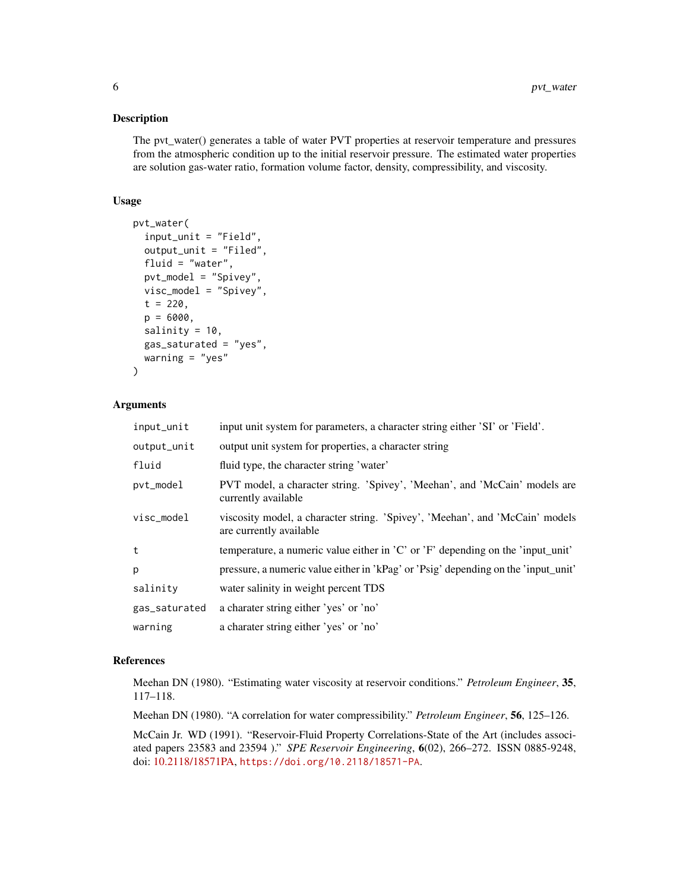## Description

The pvt_water() generates a table of water PVT properties at reservoir temperature and pressures from the atmospheric condition up to the initial reservoir pressure. The estimated water properties are solution gas-water ratio, formation volume factor, density, compressibility, and viscosity.

## Usage

```
pvt_water(
  input_unit = "Field",
  output_unit = "Filed",
  fluid = "water",
  pvt_model = "Spivey",
  visc_model = "Spivey",
  t = 220,
  p = 6000,
  salinity = 10,
  gas_saturated = "yes",
  warning = "yes"
)
```

## Arguments

| | |
|---|---|
| `input_unit` | input unit system for parameters, a character string either 'SI' or 'Field'. |
| `output_unit` | output unit system for properties, a character string |
| `fluid` | fluid type, the character string 'water' |
| `pvt_model` | PVT model, a character string. 'Spivey', 'Meehan', and 'McCain' models are currently available |
| `visc_model` | viscosity model, a character string. 'Spivey', 'Meehan', and 'McCain' models are currently available |
| `t` | temperature, a numeric value either in 'C' or 'F' depending on the 'input_unit' |
| `p` | pressure, a numeric value either in 'kPag' or 'Psig' depending on the 'input_unit' |
| `salinity` | water salinity in weight percent TDS |
| `gas_saturated` | a charater string either 'yes' or 'no' |
| `warning` | a charater string either 'yes' or 'no' |

## References

Meehan DN (1980). "Estimating water viscosity at reservoir conditions." *Petroleum Engineer*, **35**, 117–118.

Meehan DN (1980). "A correlation for water compressibility." *Petroleum Engineer*, **56**, 125–126.

McCain Jr. WD (1991). "Reservoir-Fluid Property Correlations-State of the Art (includes associated papers 23583 and 23594 )." *SPE Reservoir Engineering*, **6**(02), 266–272. ISSN 0885-9248, doi: 10.2118/18571PA, https://doi.org/10.2118/18571-PA.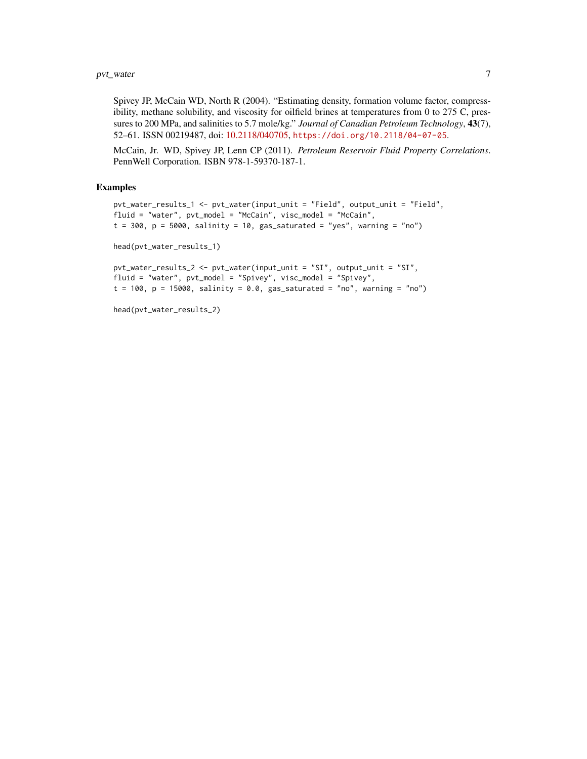Spivey JP, McCain WD, North R (2004). "Estimating density, formation volume factor, compressibility, methane solubility, and viscosity for oilfield brines at temperatures from 0 to 275 C, pressures to 200 MPa, and salinities to 5.7 mole/kg." *Journal of Canadian Petroleum Technology*, **43**(7), 52–61. ISSN 00219487, doi: 10.2118/040705, `https://doi.org/10.2118/04-07-05`.

McCain, Jr. WD, Spivey JP, Lenn CP (2011). *Petroleum Reservoir Fluid Property Correlations*. PennWell Corporation. ISBN 978-1-59370-187-1.

## Examples

```
pvt_water_results_1 <- pvt_water(input_unit = "Field", output_unit = "Field",
fluid = "water", pvt_model = "McCain", visc_model = "McCain",
t = 300, p = 5000, salinity = 10, gas_saturated = "yes", warning = "no")

head(pvt_water_results_1)

pvt_water_results_2 <- pvt_water(input_unit = "SI", output_unit = "SI",
fluid = "water", pvt_model = "Spivey", visc_model = "Spivey",
t = 100, p = 15000, salinity = 0.0, gas_saturated = "no", warning = "no")

head(pvt_water_results_2)
```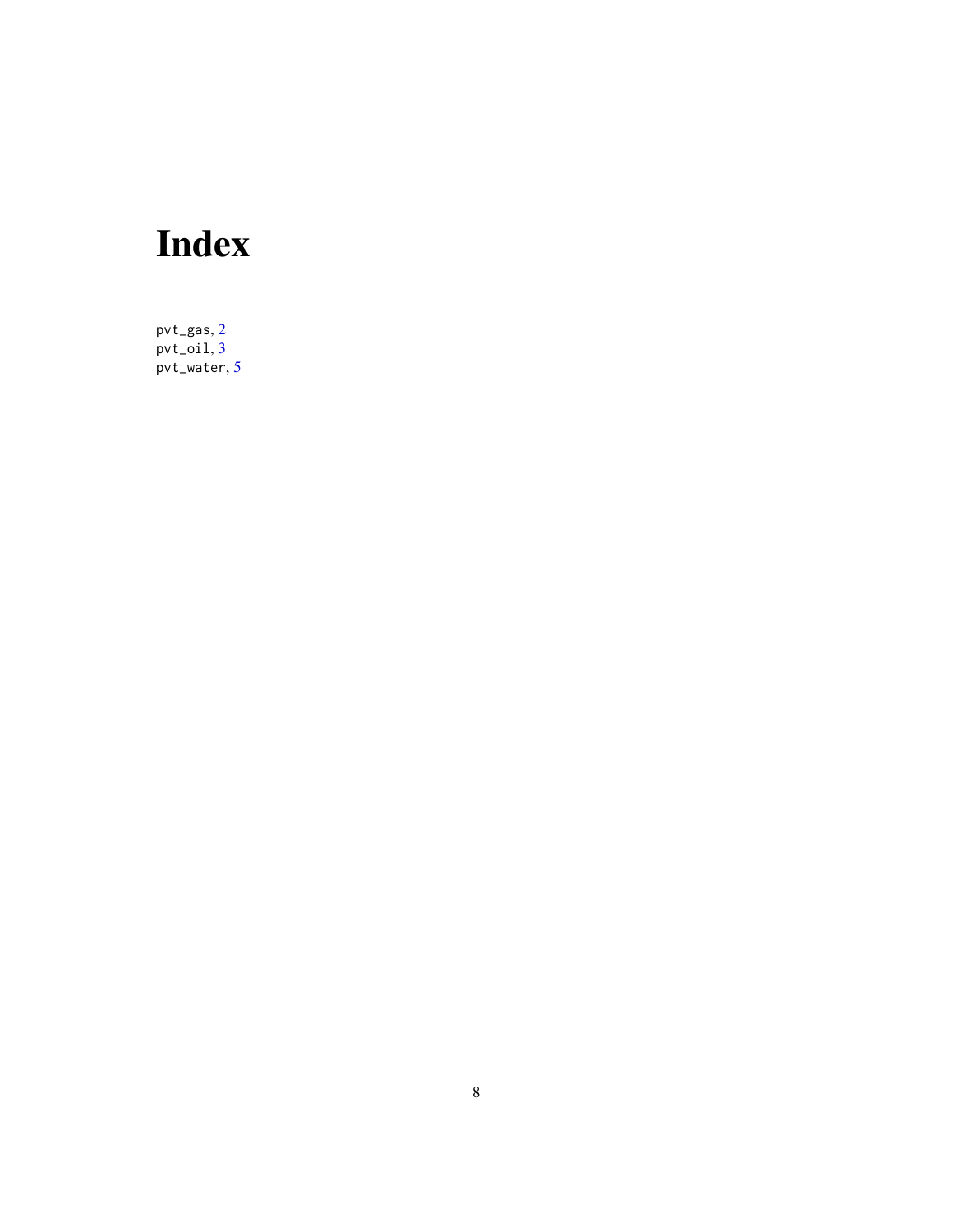# Index

pvt_gas, 2
pvt_oil, 3
pvt_water, 5